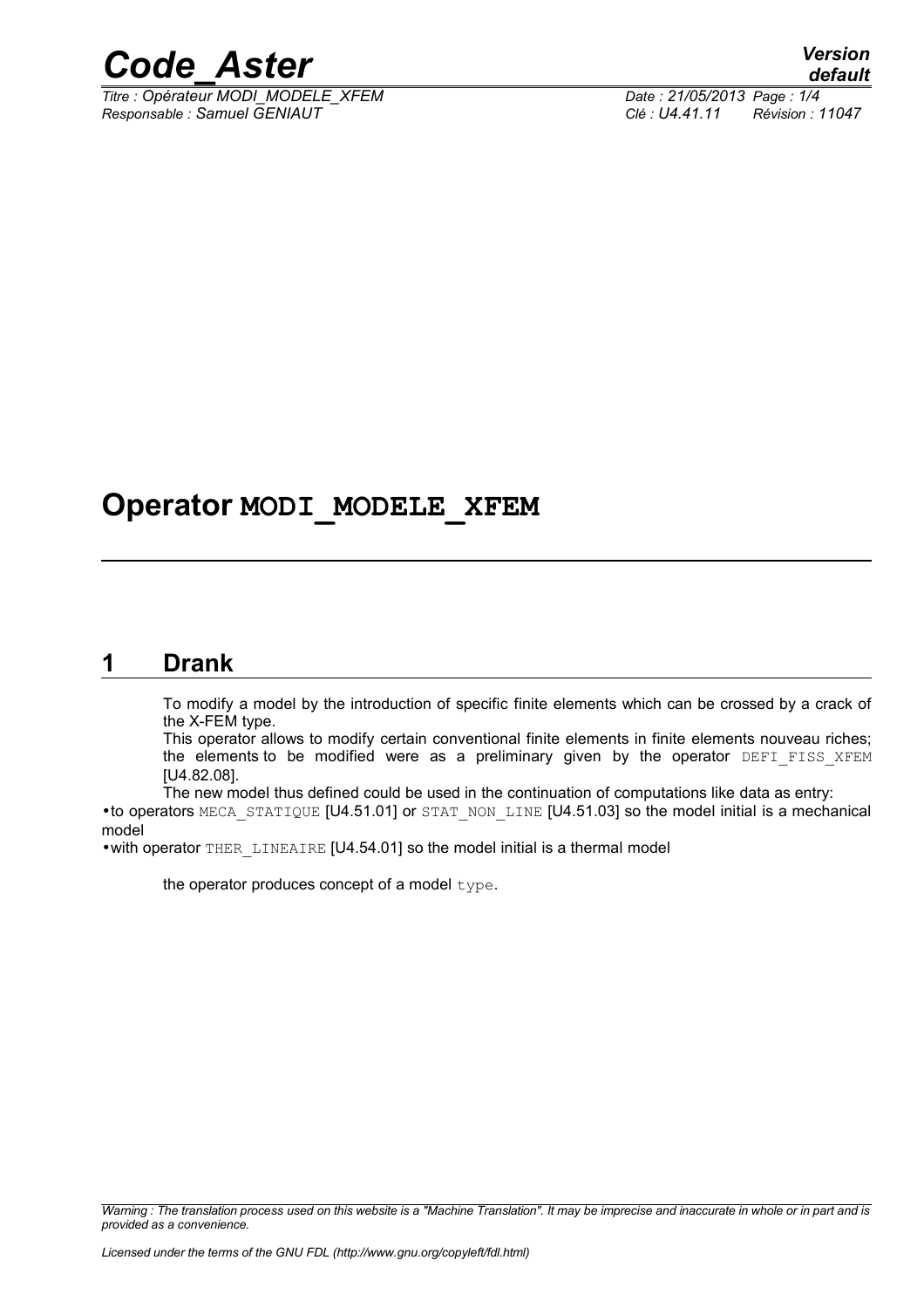# Operator MODI_MODELE_XFEM

## 1 Drank

To modify a model by the introduction of specific finite elements which can be crossed by a crack of the X-FEM type.

This operator allows to modify certain conventional finite elements in finite elements nouveau riches; the elements to be modified were as a preliminary given by the operator DEFI_FISS_XFEM [U4.82.08].

The new model thus defined could be used in the continuation of computations like data as entry:

- to operators MECA_STATIQUE [U4.51.01] or STAT_NON_LINE [U4.51.03] so the model initial is a mechanical model
- with operator THER_LINEAIRE [U4.54.01] so the model initial is a thermal model

the operator produces concept of a model type.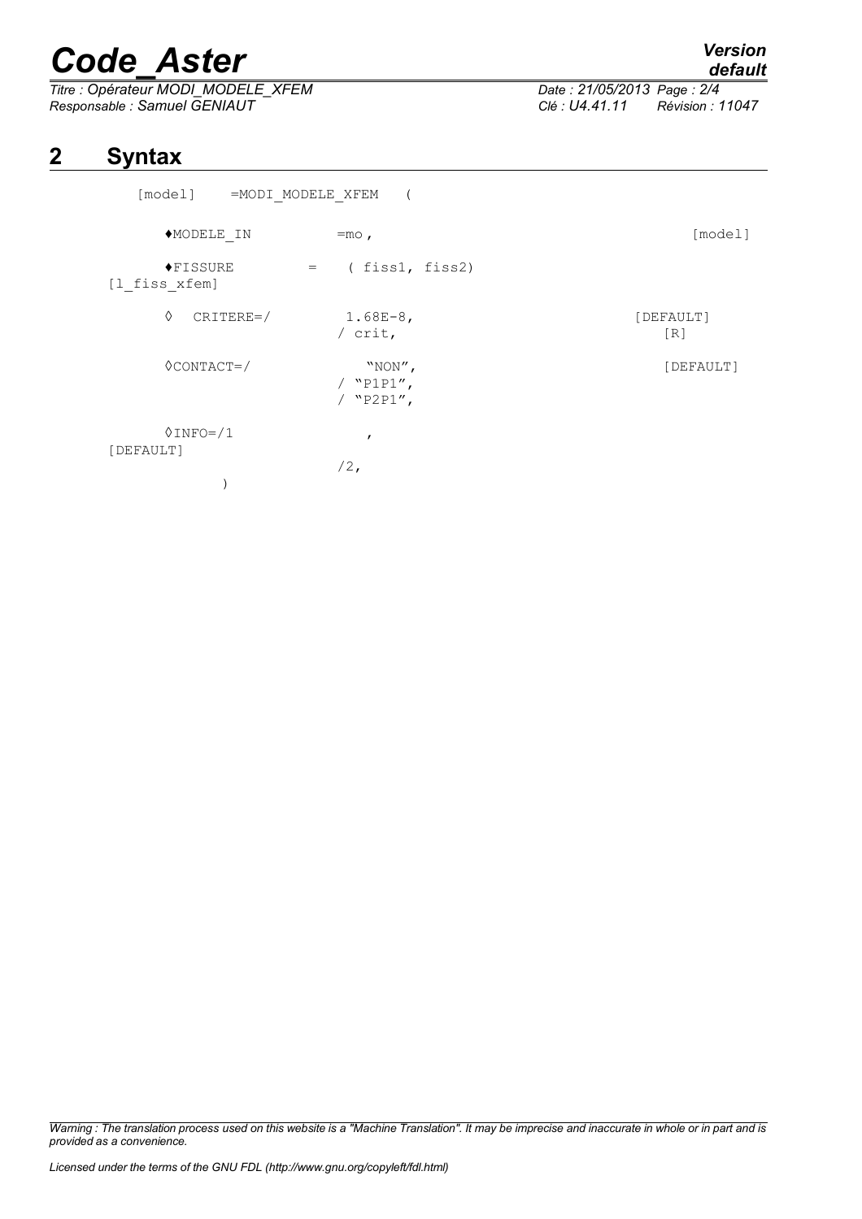# 2 Syntax

```
[model]    =MODI_MODELE_XFEM    (

    ♦MODELE_IN          =mo ,                                  [model]

    ♦FISSURE        =    ( fiss1, fiss2)
[l_fiss_xfem]

    ◊  CRITERE=/         1.68E-8,                             [DEFAULT]
                        / crit,                                 [R]

    ◊CONTACT=/            "NON",                               [DEFAULT]
                        / "P1P1",
                        / "P2P1",

    ◊INFO=/1              ,
[DEFAULT]
                        /2,
        )
```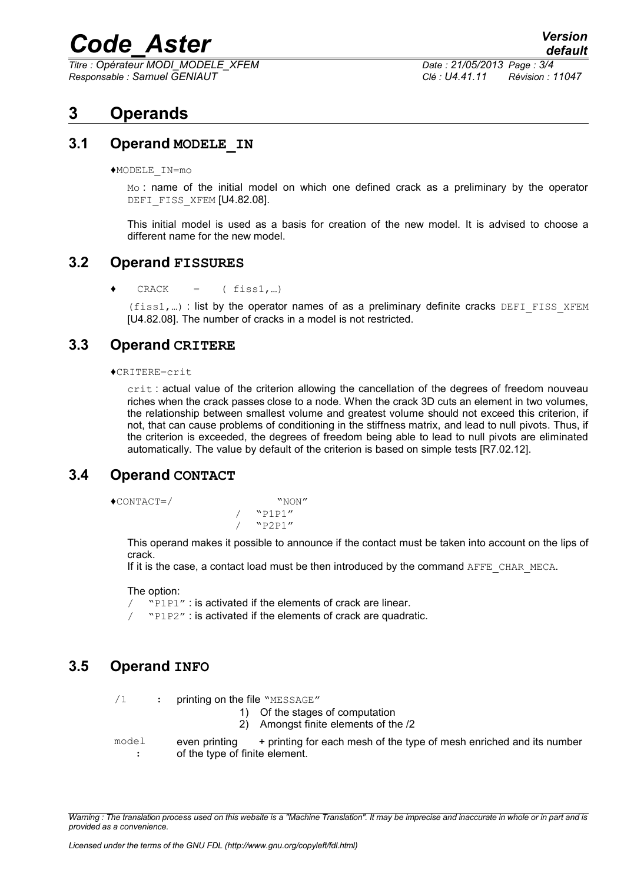# 3 Operands

## 3.1 Operand MODELE_IN

♦MODELE_IN=mo

Mo : name of the initial model on which one defined crack as a preliminary by the operator DEFI_FISS_XFEM [U4.82.08].

This initial model is used as a basis for creation of the new model. It is advised to choose a different name for the new model.

## 3.2 Operand FISSURES

♦ CRACK = ( fiss1,…)

(fiss1,…) : list by the operator names of as a preliminary definite cracks DEFI_FISS_XFEM [U4.82.08]. The number of cracks in a model is not restricted.

## 3.3 Operand CRITERE

♦CRITERE=crit

crit : actual value of the criterion allowing the cancellation of the degrees of freedom nouveau riches when the crack passes close to a node. When the crack 3D cuts an element in two volumes, the relationship between smallest volume and greatest volume should not exceed this criterion, if not, that can cause problems of conditioning in the stiffness matrix, and lead to null pivots. Thus, if the criterion is exceeded, the degrees of freedom being able to lead to null pivots are eliminated automatically. The value by default of the criterion is based on simple tests [R7.02.12].

## 3.4 Operand CONTACT

```
♦CONTACT=/          "NON"
                  / "P1P1"
                  / "P2P1"
```

This operand makes it possible to announce if the contact must be taken into account on the lips of crack.

If it is the case, a contact load must be then introduced by the command AFFE_CHAR_MECA.

The option:

/ "P1P1" : is activated if the elements of crack are linear.

/ "P1P2" : is activated if the elements of crack are quadratic.

## 3.5 Operand INFO

/1 : printing on the file "MESSAGE"

1) Of the stages of computation
2) Amongst finite elements of the /2

model : even printing + printing for each mesh of the type of mesh enriched and its number of the type of finite element.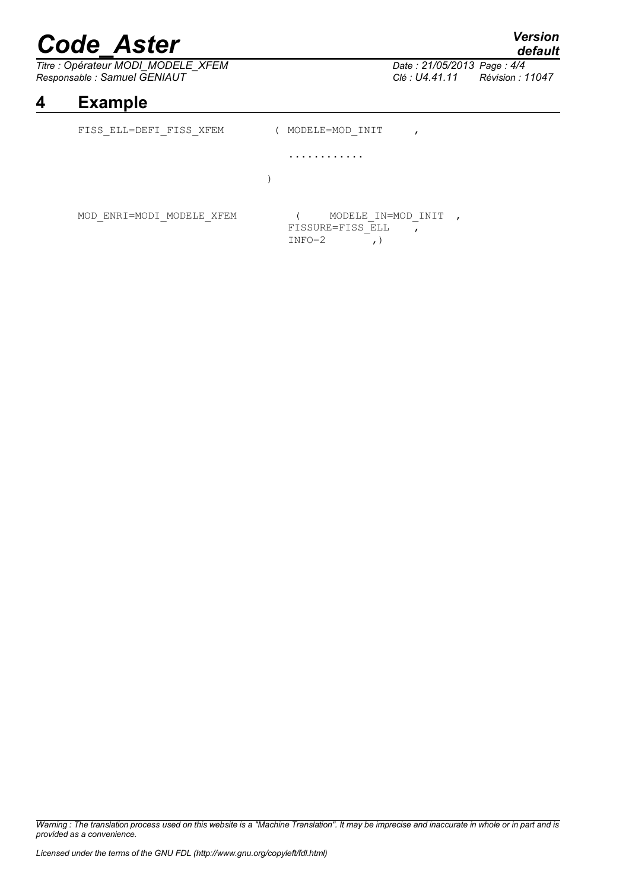# 4 Example

```
FISS_ELL=DEFI_FISS_XFEM         ( MODELE=MOD_INIT     ,

                                  ...........

                                )

MOD_ENRI=MODI_MODELE_XFEM         (     MODELE_IN=MOD_INIT  ,
                                  FISSURE=FISS_ELL    ,
                                  INFO=2        ,)
```

*Warning : The translation process used on this website is a "Machine Translation". It may be imprecise and inaccurate in whole or in part and is provided as a convenience.*

*Licensed under the terms of the GNU FDL (http://www.gnu.org/copyleft/fdl.html)*